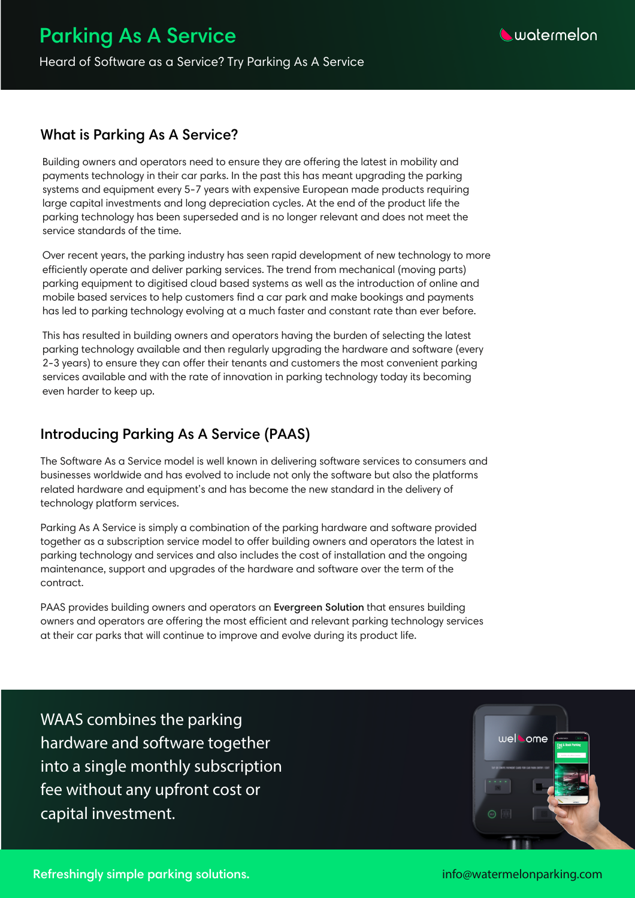# Parking As A Service

Heard of Software as a Service? Try Parking As A Service

watermelon

## What is Parking As A Service?

Building owners and operators need to ensure they are offering the latest in mobility and payments technology in their car parks. In the past this has meant upgrading the parking systems and equipment every 5-7 years with expensive European made products requiring large capital investments and long depreciation cycles. At the end of the product life the parking technology has been superseded and is no longer relevant and does not meet the service standards of the time.

Over recent years, the parking industry has seen rapid development of new technology to more efficiently operate and deliver parking services. The trend from mechanical (moving parts) parking equipment to digitised cloud based systems as well as the introduction of online and mobile based services to help customers find a car park and make bookings and payments has led to parking technology evolving at a much faster and constant rate than ever before.

This has resulted in building owners and operators having the burden of selecting the latest parking technology available and then regularly upgrading the hardware and software (every 2-3 years) to ensure they can offer their tenants and customers the most convenient parking services available and with the rate of innovation in parking technology today its becoming even harder to keep up.

## Introducing Parking As A Service (PAAS)

The Software As a Service model is well known in delivering software services to consumers and businesses worldwide and has evolved to include not only the software but also the platforms related hardware and equipment's and has become the new standard in the delivery of technology platform services.

Parking As A Service is simply a combination of the parking hardware and software provided together as a subscription service model to offer building owners and operators the latest in parking technology and services and also includes the cost of installation and the ongoing maintenance, support and upgrades of the hardware and software over the term of the contract.

PAAS provides building owners and operators an **Evergreen Solution** that ensures building owners and operators are offering the most efficient and relevant parking technology services at their car parks that will continue to improve and evolve during its product life.

WAAS combines the parking hardware and software together into a single monthly subscription fee without any upfront cost or capital investment.

Refreshingly simple parking solutions.

info@watermelonparking.com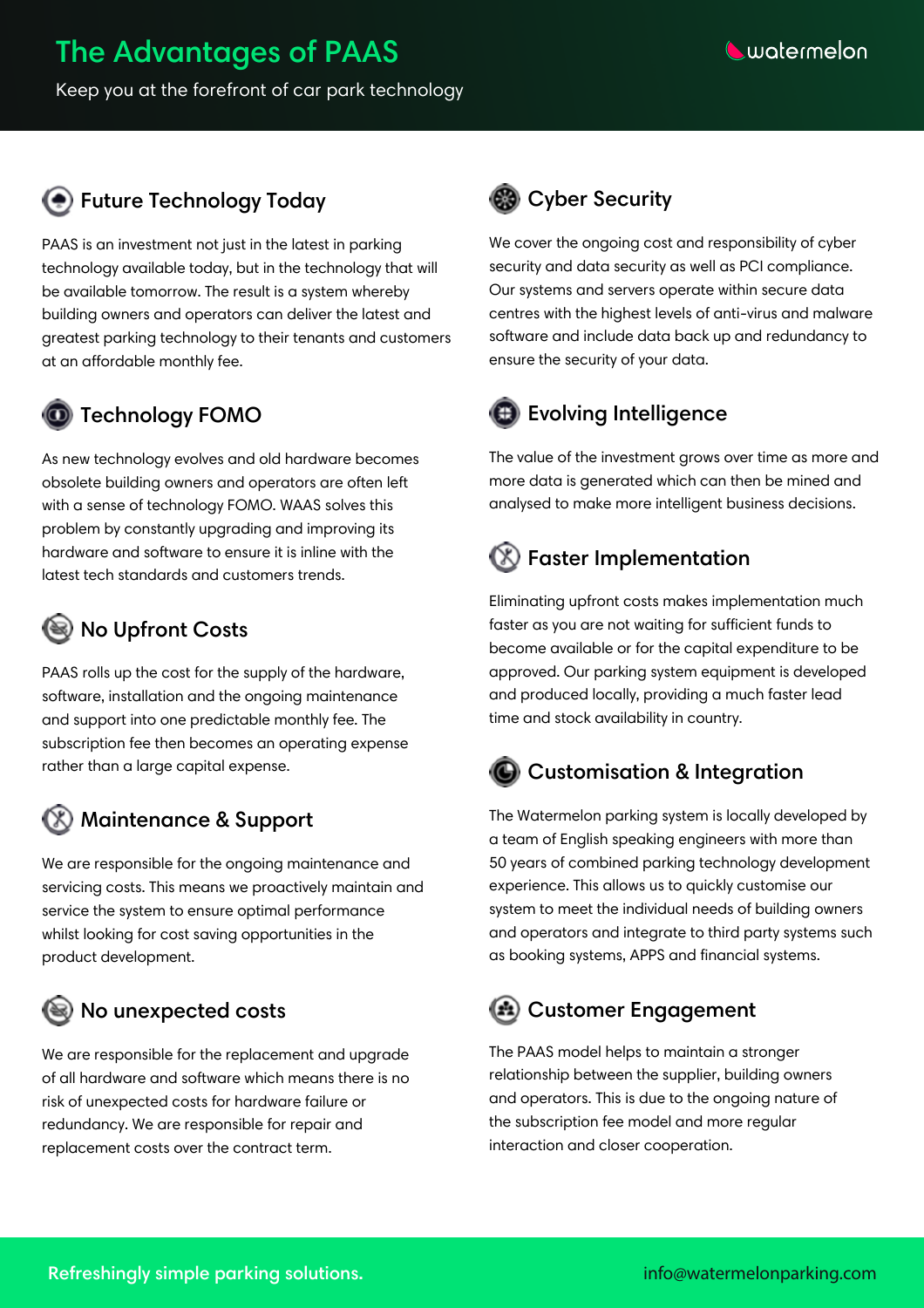# The Advantages of PAAS

Keep you at the forefront of car park technology

watermelon

## Future Technology Today

PAAS is an investment not just in the latest in parking technology available today, but in the technology that will be available tomorrow. The result is a system whereby building owners and operators can deliver the latest and greatest parking technology to their tenants and customers at an affordable monthly fee.

## Technology FOMO

As new technology evolves and old hardware becomes obsolete building owners and operators are often left with a sense of technology FOMO. WAAS solves this problem by constantly upgrading and improving its hardware and software to ensure it is inline with the latest tech standards and customers trends.

## No Upfront Costs

PAAS rolls up the cost for the supply of the hardware, software, installation and the ongoing maintenance and support into one predictable monthly fee. The subscription fee then becomes an operating expense rather than a large capital expense.

## Maintenance & Support

We are responsible for the ongoing maintenance and servicing costs. This means we proactively maintain and service the system to ensure optimal performance whilst looking for cost saving opportunities in the product development.

## No unexpected costs

We are responsible for the replacement and upgrade of all hardware and software which means there is no risk of unexpected costs for hardware failure or redundancy. We are responsible for repair and replacement costs over the contract term.

## Cyber Security

We cover the ongoing cost and responsibility of cyber security and data security as well as PCI compliance. Our systems and servers operate within secure data centres with the highest levels of anti-virus and malware software and include data back up and redundancy to ensure the security of your data.

## Evolving Intelligence

The value of the investment grows over time as more and more data is generated which can then be mined and analysed to make more intelligent business decisions.

## Faster Implementation

Eliminating upfront costs makes implementation much faster as you are not waiting for sufficient funds to become available or for the capital expenditure to be approved. Our parking system equipment is developed and produced locally, providing a much faster lead time and stock availability in country.

## Customisation & Integration

The Watermelon parking system is locally developed by a team of English speaking engineers with more than 50 years of combined parking technology development experience. This allows us to quickly customise our system to meet the individual needs of building owners and operators and integrate to third party systems such as booking systems, APPS and financial systems.

## Customer Engagement

The PAAS model helps to maintain a stronger relationship between the supplier, building owners and operators. This is due to the ongoing nature of the subscription fee model and more regular interaction and closer cooperation.

Refreshingly simple parking solutions.

info@watermelonparking.com